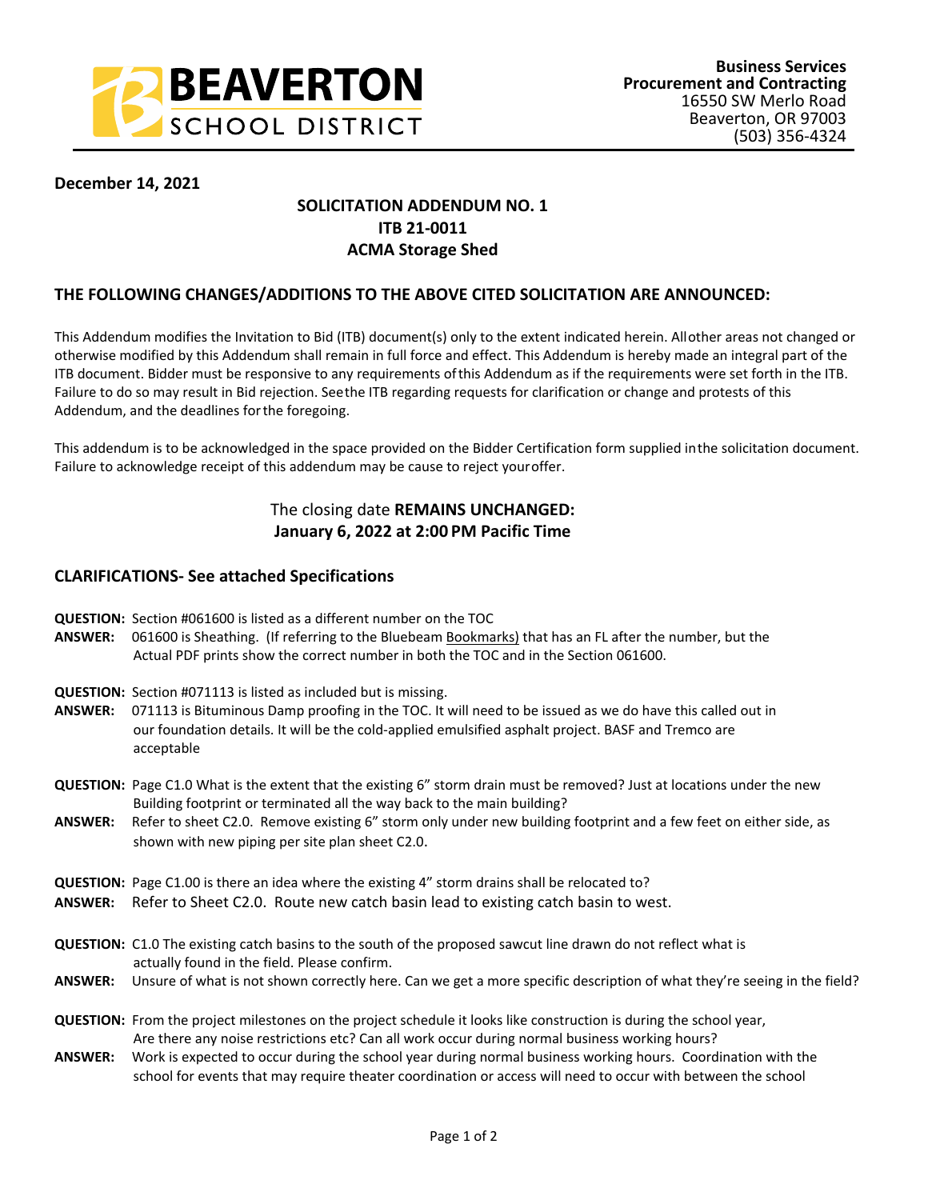**BEAVERTON SCHOOL DISTRICT**

**Business Services**
**Procurement and Contracting**
16550 SW Merlo Road
Beaverton, OR 97003
(503) 356-4324

**December 14, 2021**

**SOLICITATION ADDENDUM NO. 1**
**ITB 21-0011**
**ACMA Storage Shed**

## THE FOLLOWING CHANGES/ADDITIONS TO THE ABOVE CITED SOLICITATION ARE ANNOUNCED:

This Addendum modifies the Invitation to Bid (ITB) document(s) only to the extent indicated herein. All other areas not changed or otherwise modified by this Addendum shall remain in full force and effect. This Addendum is hereby made an integral part of the ITB document. Bidder must be responsive to any requirements of this Addendum as if the requirements were set forth in the ITB. Failure to do so may result in Bid rejection. See the ITB regarding requests for clarification or change and protests of this Addendum, and the deadlines for the foregoing.

This addendum is to be acknowledged in the space provided on the Bidder Certification form supplied in the solicitation document. Failure to acknowledge receipt of this addendum may be cause to reject your offer.

The closing date **REMAINS UNCHANGED:**
**January 6, 2022 at 2:00 PM Pacific Time**

## CLARIFICATIONS- See attached Specifications

**QUESTION:** Section #061600 is listed as a different number on the TOC
**ANSWER:** 061600 is Sheathing. (If referring to the Bluebeam Bookmarks) that has an FL after the number, but the Actual PDF prints show the correct number in both the TOC and in the Section 061600.

**QUESTION:** Section #071113 is listed as included but is missing.
**ANSWER:** 071113 is Bituminous Damp proofing in the TOC. It will need to be issued as we do have this called out in our foundation details. It will be the cold-applied emulsified asphalt project. BASF and Tremco are acceptable

**QUESTION:** Page C1.0 What is the extent that the existing 6" storm drain must be removed? Just at locations under the new Building footprint or terminated all the way back to the main building?
**ANSWER:** Refer to sheet C2.0. Remove existing 6" storm only under new building footprint and a few feet on either side, as shown with new piping per site plan sheet C2.0.

**QUESTION:** Page C1.00 is there an idea where the existing 4" storm drains shall be relocated to?
**ANSWER:** Refer to Sheet C2.0. Route new catch basin lead to existing catch basin to west.

**QUESTION:** C1.0 The existing catch basins to the south of the proposed sawcut line drawn do not reflect what is actually found in the field. Please confirm.
**ANSWER:** Unsure of what is not shown correctly here. Can we get a more specific description of what they're seeing in the field?

**QUESTION:** From the project milestones on the project schedule it looks like construction is during the school year, Are there any noise restrictions etc? Can all work occur during normal business working hours?
**ANSWER:** Work is expected to occur during the school year during normal business working hours. Coordination with the school for events that may require theater coordination or access will need to occur with between the school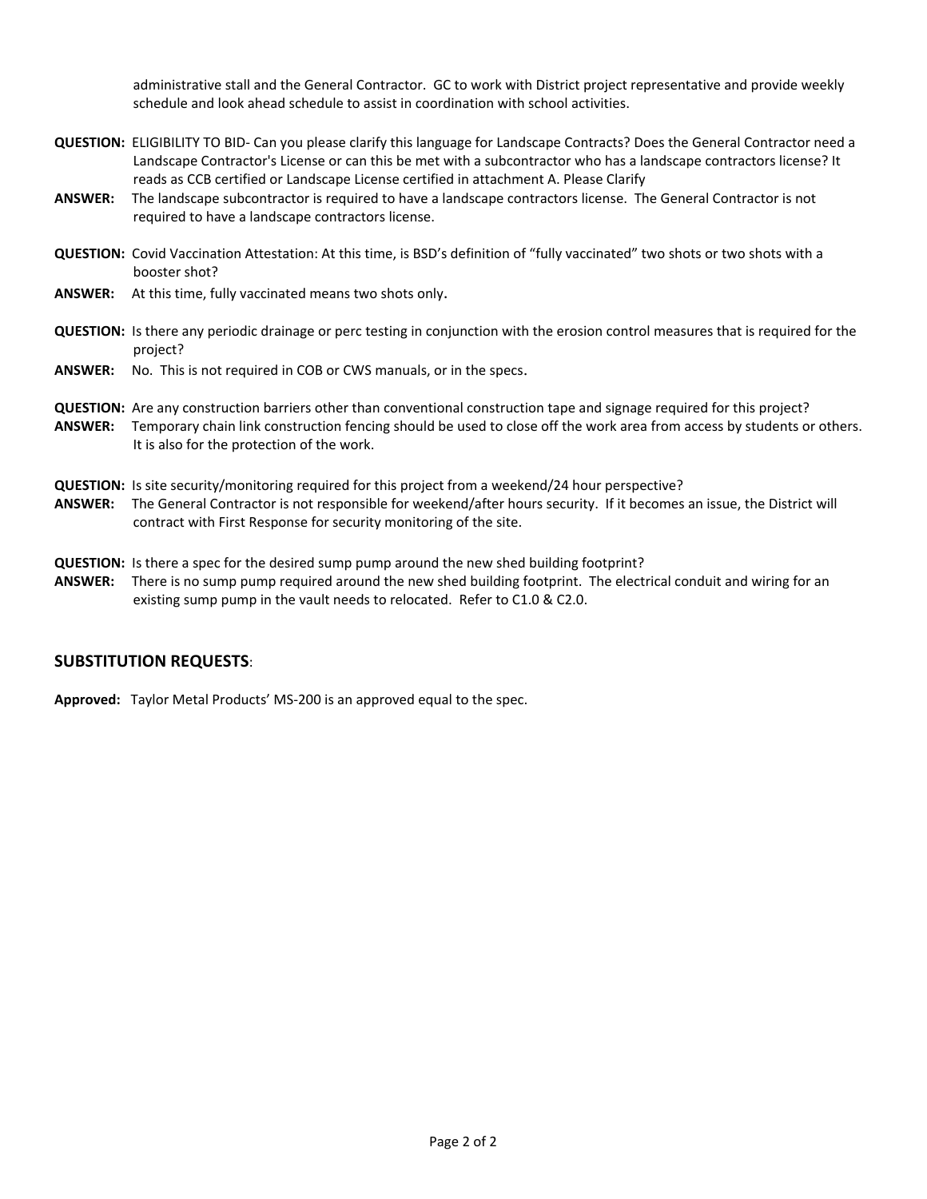administrative stall and the General Contractor. GC to work with District project representative and provide weekly schedule and look ahead schedule to assist in coordination with school activities.

**QUESTION:** ELIGIBILITY TO BID- Can you please clarify this language for Landscape Contracts? Does the General Contractor need a Landscape Contractor's License or can this be met with a subcontractor who has a landscape contractors license? It reads as CCB certified or Landscape License certified in attachment A. Please Clarify

**ANSWER:** The landscape subcontractor is required to have a landscape contractors license. The General Contractor is not required to have a landscape contractors license.

**QUESTION:** Covid Vaccination Attestation: At this time, is BSD's definition of "fully vaccinated" two shots or two shots with a booster shot?

**ANSWER:** At this time, fully vaccinated means two shots only.

**QUESTION:** Is there any periodic drainage or perc testing in conjunction with the erosion control measures that is required for the project?

**ANSWER:** No. This is not required in COB or CWS manuals, or in the specs.

**QUESTION:** Are any construction barriers other than conventional construction tape and signage required for this project?

**ANSWER:** Temporary chain link construction fencing should be used to close off the work area from access by students or others. It is also for the protection of the work.

**QUESTION:** Is site security/monitoring required for this project from a weekend/24 hour perspective?

**ANSWER:** The General Contractor is not responsible for weekend/after hours security. If it becomes an issue, the District will contract with First Response for security monitoring of the site.

**QUESTION:** Is there a spec for the desired sump pump around the new shed building footprint?

**ANSWER:** There is no sump pump required around the new shed building footprint. The electrical conduit and wiring for an existing sump pump in the vault needs to relocated. Refer to C1.0 & C2.0.

## SUBSTITUTION REQUESTS:

**Approved:** Taylor Metal Products' MS-200 is an approved equal to the spec.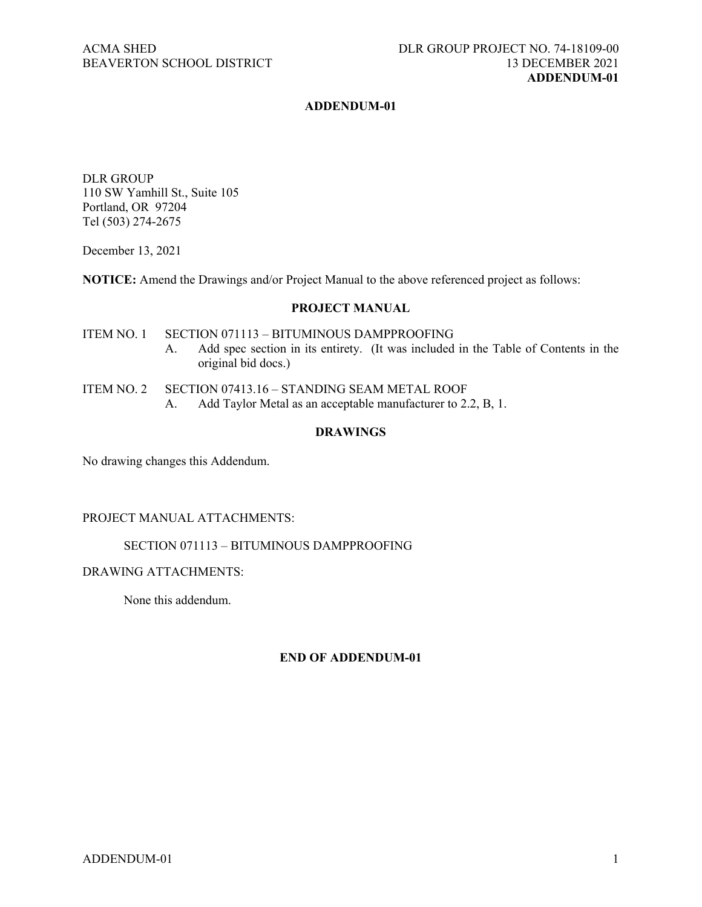ACMA SHED
BEAVERTON SCHOOL DISTRICT

DLR GROUP PROJECT NO. 74-18109-00
13 DECEMBER 2021
**ADDENDUM-01**

## ADDENDUM-01

DLR GROUP
110 SW Yamhill St., Suite 105
Portland, OR 97204
Tel (503) 274-2675

December 13, 2021

**NOTICE:** Amend the Drawings and/or Project Manual to the above referenced project as follows:

### PROJECT MANUAL

ITEM NO. 1 SECTION 071113 – BITUMINOUS DAMPPROOFING

A. Add spec section in its entirety. (It was included in the Table of Contents in the original bid docs.)

ITEM NO. 2 SECTION 07413.16 – STANDING SEAM METAL ROOF

A. Add Taylor Metal as an acceptable manufacturer to 2.2, B, 1.

### DRAWINGS

No drawing changes this Addendum.

PROJECT MANUAL ATTACHMENTS:

SECTION 071113 – BITUMINOUS DAMPPROOFING

DRAWING ATTACHMENTS:

None this addendum.

**END OF ADDENDUM-01**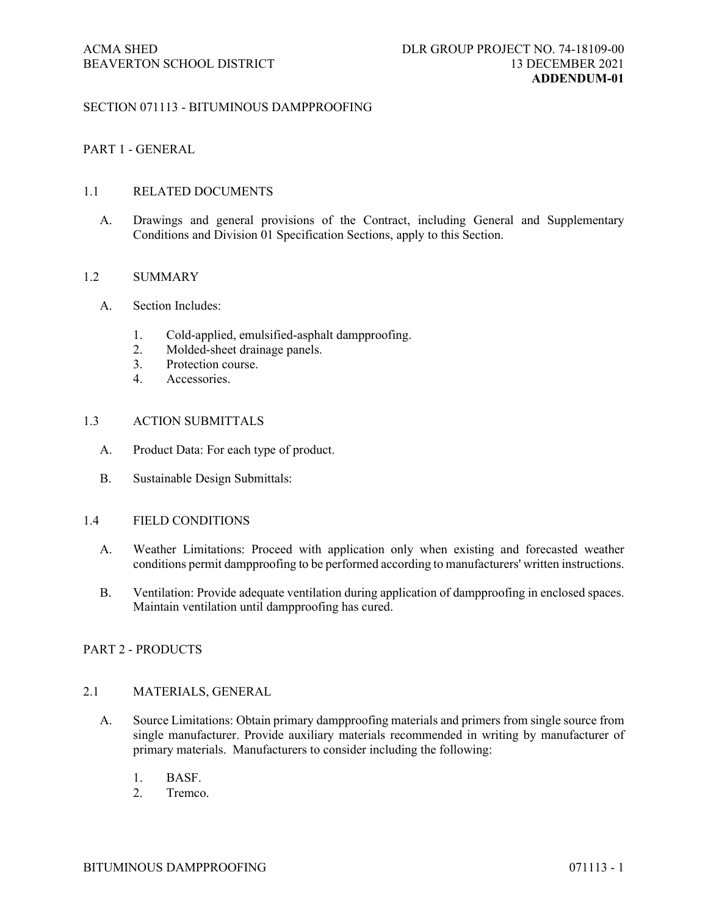## SECTION 071113 - BITUMINOUS DAMPPROOFING

### PART 1 - GENERAL

#### 1.1 RELATED DOCUMENTS

A. Drawings and general provisions of the Contract, including General and Supplementary Conditions and Division 01 Specification Sections, apply to this Section.

#### 1.2 SUMMARY

A. Section Includes:

1. Cold-applied, emulsified-asphalt dampproofing.
2. Molded-sheet drainage panels.
3. Protection course.
4. Accessories.

#### 1.3 ACTION SUBMITTALS

A. Product Data: For each type of product.

B. Sustainable Design Submittals:

#### 1.4 FIELD CONDITIONS

A. Weather Limitations: Proceed with application only when existing and forecasted weather conditions permit dampproofing to be performed according to manufacturers' written instructions.

B. Ventilation: Provide adequate ventilation during application of dampproofing in enclosed spaces. Maintain ventilation until dampproofing has cured.

### PART 2 - PRODUCTS

#### 2.1 MATERIALS, GENERAL

A. Source Limitations: Obtain primary dampproofing materials and primers from single source from single manufacturer. Provide auxiliary materials recommended in writing by manufacturer of primary materials. Manufacturers to consider including the following:

1. BASF.
2. Tremco.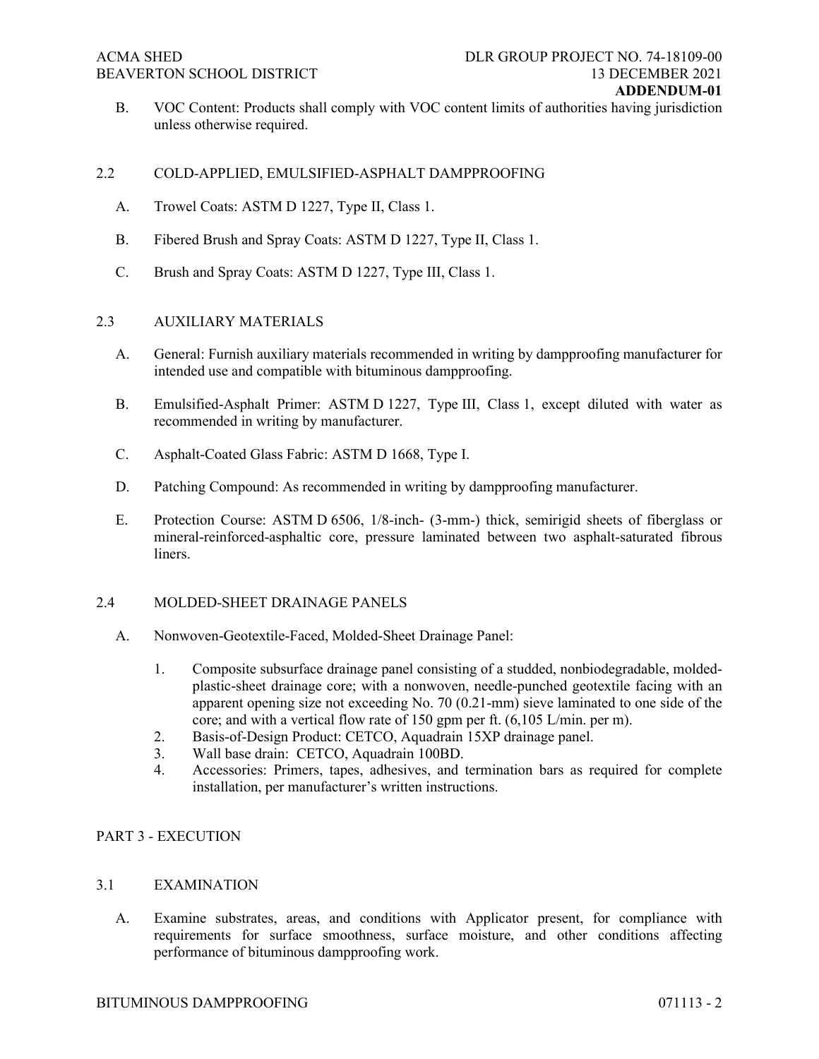B. VOC Content: Products shall comply with VOC content limits of authorities having jurisdiction unless otherwise required.

## 2.2 COLD-APPLIED, EMULSIFIED-ASPHALT DAMPPROOFING

A. Trowel Coats: ASTM D 1227, Type II, Class 1.

B. Fibered Brush and Spray Coats: ASTM D 1227, Type II, Class 1.

C. Brush and Spray Coats: ASTM D 1227, Type III, Class 1.

## 2.3 AUXILIARY MATERIALS

A. General: Furnish auxiliary materials recommended in writing by dampproofing manufacturer for intended use and compatible with bituminous dampproofing.

B. Emulsified-Asphalt Primer: ASTM D 1227, Type III, Class 1, except diluted with water as recommended in writing by manufacturer.

C. Asphalt-Coated Glass Fabric: ASTM D 1668, Type I.

D. Patching Compound: As recommended in writing by dampproofing manufacturer.

E. Protection Course: ASTM D 6506, 1/8-inch- (3-mm-) thick, semirigid sheets of fiberglass or mineral-reinforced-asphaltic core, pressure laminated between two asphalt-saturated fibrous liners.

## 2.4 MOLDED-SHEET DRAINAGE PANELS

A. Nonwoven-Geotextile-Faced, Molded-Sheet Drainage Panel:

1. Composite subsurface drainage panel consisting of a studded, nonbiodegradable, molded-plastic-sheet drainage core; with a nonwoven, needle-punched geotextile facing with an apparent opening size not exceeding No. 70 (0.21-mm) sieve laminated to one side of the core; and with a vertical flow rate of 150 gpm per ft. (6,105 L/min. per m).
2. Basis-of-Design Product: CETCO, Aquadrain 15XP drainage panel.
3. Wall base drain: CETCO, Aquadrain 100BD.
4. Accessories: Primers, tapes, adhesives, and termination bars as required for complete installation, per manufacturer's written instructions.

# PART 3 - EXECUTION

## 3.1 EXAMINATION

A. Examine substrates, areas, and conditions with Applicator present, for compliance with requirements for surface smoothness, surface moisture, and other conditions affecting performance of bituminous dampproofing work.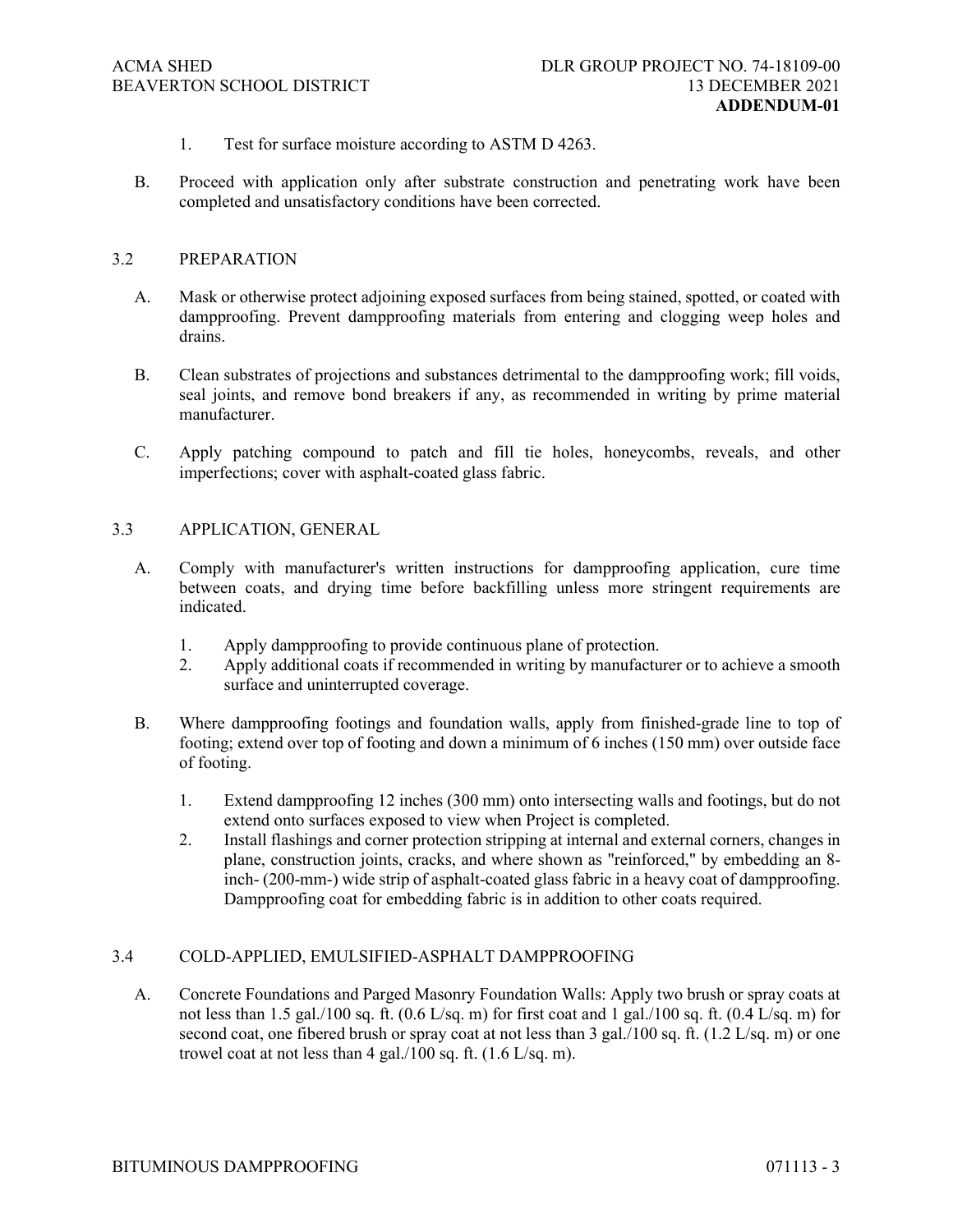1. Test for surface moisture according to ASTM D 4263.

B. Proceed with application only after substrate construction and penetrating work have been completed and unsatisfactory conditions have been corrected.

## 3.2 PREPARATION

A. Mask or otherwise protect adjoining exposed surfaces from being stained, spotted, or coated with dampproofing. Prevent dampproofing materials from entering and clogging weep holes and drains.

B. Clean substrates of projections and substances detrimental to the dampproofing work; fill voids, seal joints, and remove bond breakers if any, as recommended in writing by prime material manufacturer.

C. Apply patching compound to patch and fill tie holes, honeycombs, reveals, and other imperfections; cover with asphalt-coated glass fabric.

## 3.3 APPLICATION, GENERAL

A. Comply with manufacturer's written instructions for dampproofing application, cure time between coats, and drying time before backfilling unless more stringent requirements are indicated.

1. Apply dampproofing to provide continuous plane of protection.
2. Apply additional coats if recommended in writing by manufacturer or to achieve a smooth surface and uninterrupted coverage.

B. Where dampproofing footings and foundation walls, apply from finished-grade line to top of footing; extend over top of footing and down a minimum of 6 inches (150 mm) over outside face of footing.

1. Extend dampproofing 12 inches (300 mm) onto intersecting walls and footings, but do not extend onto surfaces exposed to view when Project is completed.
2. Install flashings and corner protection stripping at internal and external corners, changes in plane, construction joints, cracks, and where shown as "reinforced," by embedding an 8-inch- (200-mm-) wide strip of asphalt-coated glass fabric in a heavy coat of dampproofing. Dampproofing coat for embedding fabric is in addition to other coats required.

## 3.4 COLD-APPLIED, EMULSIFIED-ASPHALT DAMPPROOFING

A. Concrete Foundations and Parged Masonry Foundation Walls: Apply two brush or spray coats at not less than 1.5 gal./100 sq. ft. (0.6 L/sq. m) for first coat and 1 gal./100 sq. ft. (0.4 L/sq. m) for second coat, one fibered brush or spray coat at not less than 3 gal./100 sq. ft. (1.2 L/sq. m) or one trowel coat at not less than 4 gal./100 sq. ft. (1.6 L/sq. m).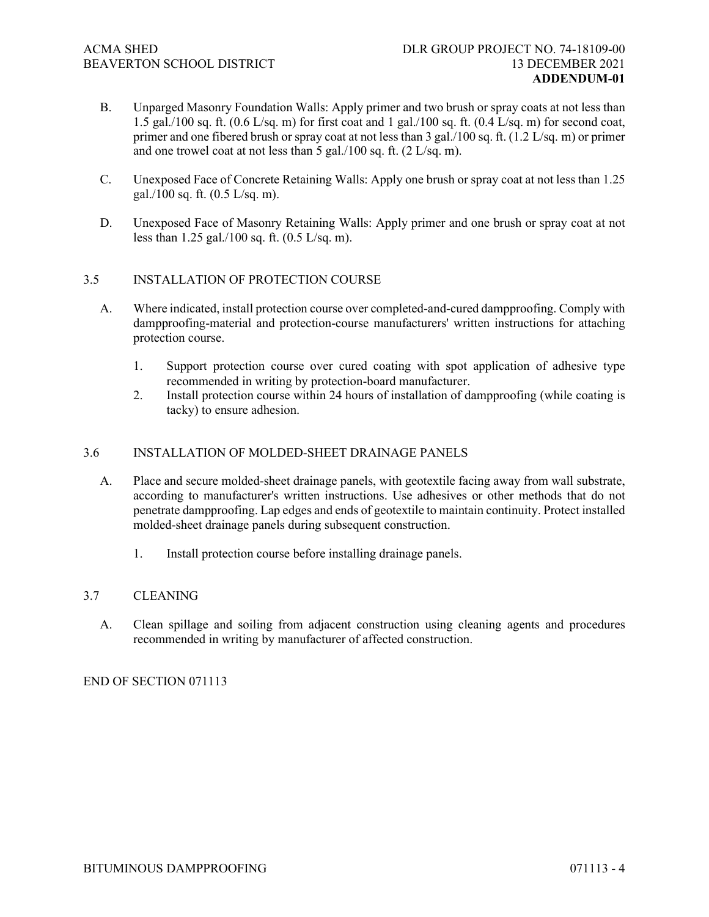B. Unparged Masonry Foundation Walls: Apply primer and two brush or spray coats at not less than 1.5 gal./100 sq. ft. (0.6 L/sq. m) for first coat and 1 gal./100 sq. ft. (0.4 L/sq. m) for second coat, primer and one fibered brush or spray coat at not less than 3 gal./100 sq. ft. (1.2 L/sq. m) or primer and one trowel coat at not less than 5 gal./100 sq. ft. (2 L/sq. m).

C. Unexposed Face of Concrete Retaining Walls: Apply one brush or spray coat at not less than 1.25 gal./100 sq. ft. (0.5 L/sq. m).

D. Unexposed Face of Masonry Retaining Walls: Apply primer and one brush or spray coat at not less than 1.25 gal./100 sq. ft. (0.5 L/sq. m).

## 3.5 INSTALLATION OF PROTECTION COURSE

A. Where indicated, install protection course over completed-and-cured dampproofing. Comply with dampproofing-material and protection-course manufacturers' written instructions for attaching protection course.

1. Support protection course over cured coating with spot application of adhesive type recommended in writing by protection-board manufacturer.
2. Install protection course within 24 hours of installation of dampproofing (while coating is tacky) to ensure adhesion.

## 3.6 INSTALLATION OF MOLDED-SHEET DRAINAGE PANELS

A. Place and secure molded-sheet drainage panels, with geotextile facing away from wall substrate, according to manufacturer's written instructions. Use adhesives or other methods that do not penetrate dampproofing. Lap edges and ends of geotextile to maintain continuity. Protect installed molded-sheet drainage panels during subsequent construction.

1. Install protection course before installing drainage panels.

## 3.7 CLEANING

A. Clean spillage and soiling from adjacent construction using cleaning agents and procedures recommended in writing by manufacturer of affected construction.

END OF SECTION 071113